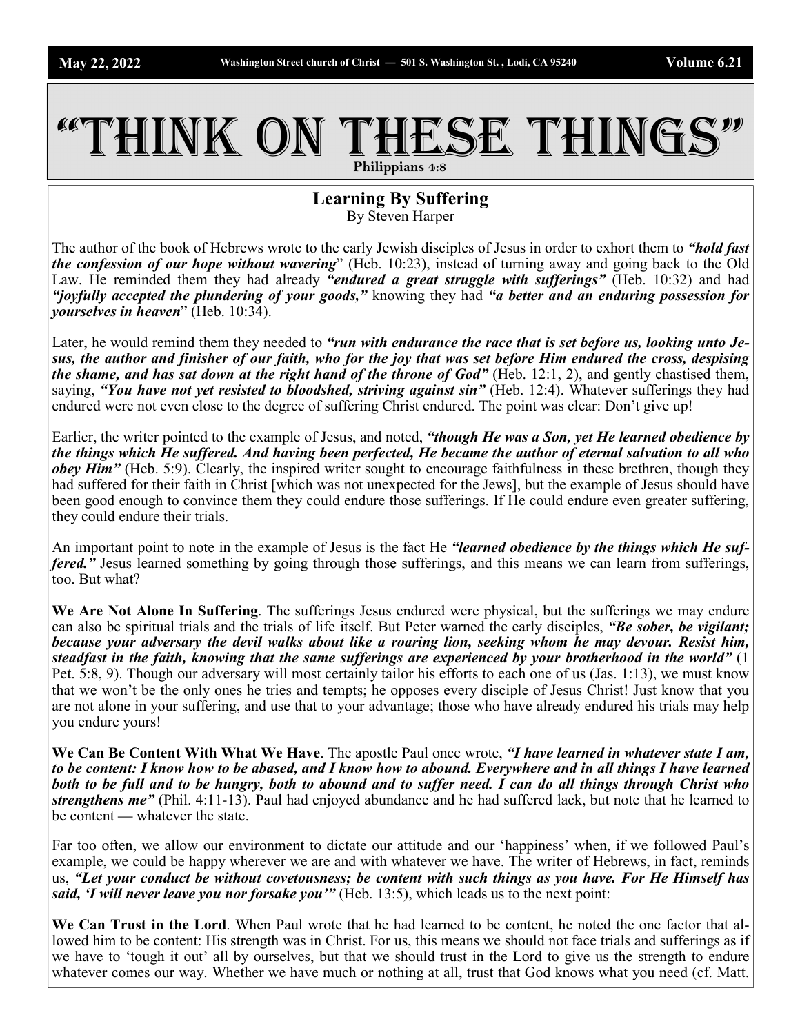May 22, 2022 | Washington Street church of Christ — 501 S. Washington St., Lodi, CA 95240 | Volume 6.21

# "Think On These Things"

Philippians 4:8

## Learning By Suffering

By Steven Harper

The author of the book of Hebrews wrote to the early Jewish disciples of Jesus in order to exhort them to ***"hold fast the confession of our hope without wavering***" (Heb. 10:23), instead of turning away and going back to the Old Law. He reminded them they had already ***"endured a great struggle with sufferings"*** (Heb. 10:32) and had ***"joyfully accepted the plundering of your goods,"*** knowing they had ***"a better and an enduring possession for yourselves in heaven***" (Heb. 10:34).

Later, he would remind them they needed to ***"run with endurance the race that is set before us, looking unto Jesus, the author and finisher of our faith, who for the joy that was set before Him endured the cross, despising the shame, and has sat down at the right hand of the throne of God"*** (Heb. 12:1, 2), and gently chastised them, saying, ***"You have not yet resisted to bloodshed, striving against sin"*** (Heb. 12:4). Whatever sufferings they had endured were not even close to the degree of suffering Christ endured. The point was clear: Don't give up!

Earlier, the writer pointed to the example of Jesus, and noted, ***"though He was a Son, yet He learned obedience by the things which He suffered. And having been perfected, He became the author of eternal salvation to all who obey Him"*** (Heb. 5:9). Clearly, the inspired writer sought to encourage faithfulness in these brethren, though they had suffered for their faith in Christ [which was not unexpected for the Jews], but the example of Jesus should have been good enough to convince them they could endure those sufferings. If He could endure even greater suffering, they could endure their trials.

An important point to note in the example of Jesus is the fact He ***"learned obedience by the things which He suffered."*** Jesus learned something by going through those sufferings, and this means we can learn from sufferings, too. But what?

**We Are Not Alone In Suffering**. The sufferings Jesus endured were physical, but the sufferings we may endure can also be spiritual trials and the trials of life itself. But Peter warned the early disciples, ***"Be sober, be vigilant; because your adversary the devil walks about like a roaring lion, seeking whom he may devour. Resist him, steadfast in the faith, knowing that the same sufferings are experienced by your brotherhood in the world"*** (1 Pet. 5:8, 9). Though our adversary will most certainly tailor his efforts to each one of us (Jas. 1:13), we must know that we won't be the only ones he tries and tempts; he opposes every disciple of Jesus Christ! Just know that you are not alone in your suffering, and use that to your advantage; those who have already endured his trials may help you endure yours!

**We Can Be Content With What We Have**. The apostle Paul once wrote, ***"I have learned in whatever state I am, to be content: I know how to be abased, and I know how to abound. Everywhere and in all things I have learned both to be full and to be hungry, both to abound and to suffer need. I can do all things through Christ who strengthens me"*** (Phil. 4:11-13). Paul had enjoyed abundance and he had suffered lack, but note that he learned to be content — whatever the state.

Far too often, we allow our environment to dictate our attitude and our 'happiness' when, if we followed Paul's example, we could be happy wherever we are and with whatever we have. The writer of Hebrews, in fact, reminds us, ***"Let your conduct be without covetousness; be content with such things as you have. For He Himself has said, 'I will never leave you nor forsake you'"*** (Heb. 13:5), which leads us to the next point:

**We Can Trust in the Lord**. When Paul wrote that he had learned to be content, he noted the one factor that allowed him to be content: His strength was in Christ. For us, this means we should not face trials and sufferings as if we have to 'tough it out' all by ourselves, but that we should trust in the Lord to give us the strength to endure whatever comes our way. Whether we have much or nothing at all, trust that God knows what you need (cf. Matt.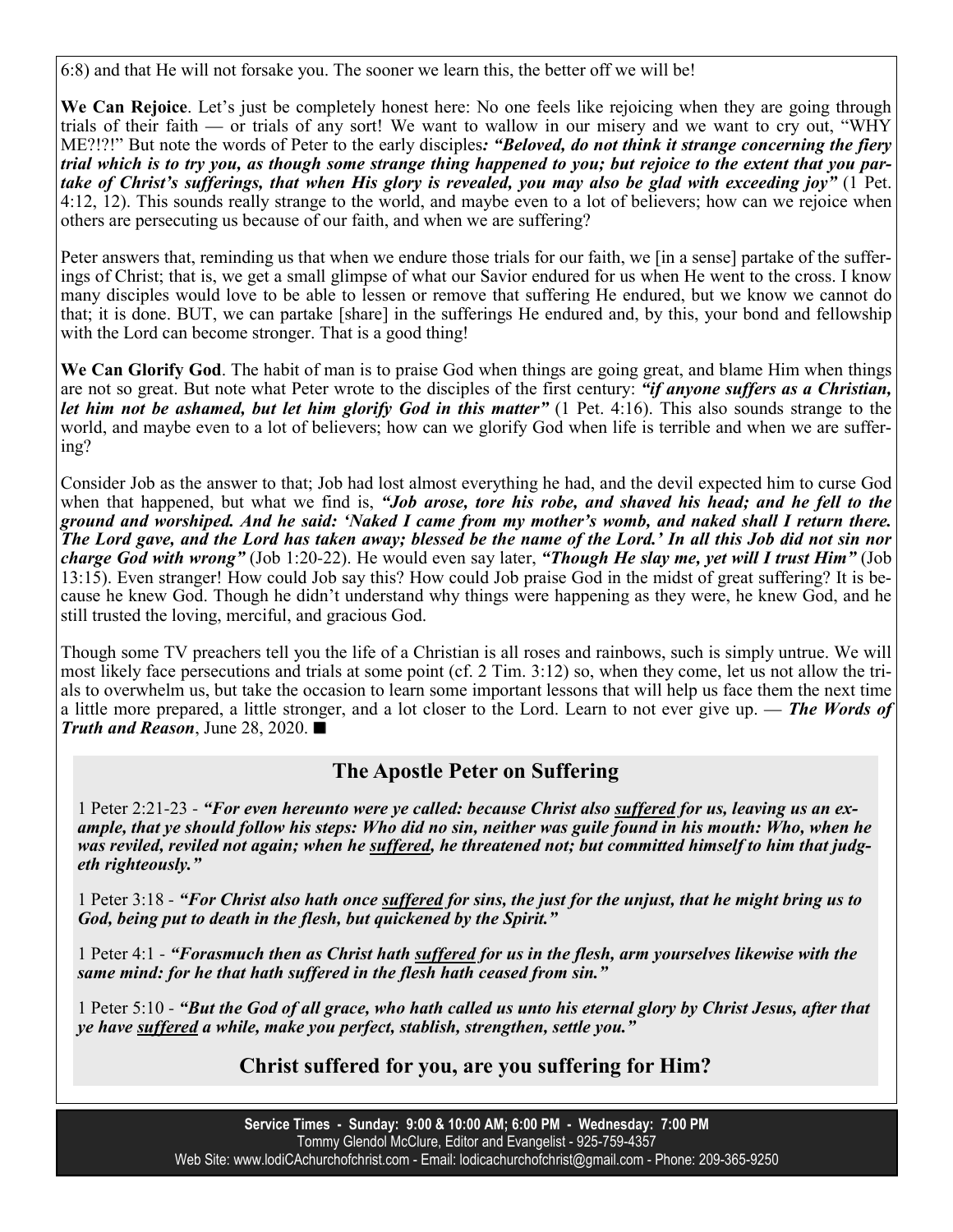6:8) and that He will not forsake you. The sooner we learn this, the better off we will be!

**We Can Rejoice**. Let's just be completely honest here: No one feels like rejoicing when they are going through trials of their faith — or trials of any sort! We want to wallow in our misery and we want to cry out, "WHY ME?!?!" But note the words of Peter to the early disciples***: "Beloved, do not think it strange concerning the fiery trial which is to try you, as though some strange thing happened to you; but rejoice to the extent that you partake of Christ's sufferings, that when His glory is revealed, you may also be glad with exceeding joy"*** (1 Pet. 4:12, 12). This sounds really strange to the world, and maybe even to a lot of believers; how can we rejoice when others are persecuting us because of our faith, and when we are suffering?

Peter answers that, reminding us that when we endure those trials for our faith, we [in a sense] partake of the sufferings of Christ; that is, we get a small glimpse of what our Savior endured for us when He went to the cross. I know many disciples would love to be able to lessen or remove that suffering He endured, but we know we cannot do that; it is done. BUT, we can partake [share] in the sufferings He endured and, by this, your bond and fellowship with the Lord can become stronger. That is a good thing!

**We Can Glorify God**. The habit of man is to praise God when things are going great, and blame Him when things are not so great. But note what Peter wrote to the disciples of the first century: ***"if anyone suffers as a Christian, let him not be ashamed, but let him glorify God in this matter"*** (1 Pet. 4:16). This also sounds strange to the world, and maybe even to a lot of believers; how can we glorify God when life is terrible and when we are suffering?

Consider Job as the answer to that; Job had lost almost everything he had, and the devil expected him to curse God when that happened, but what we find is, ***"Job arose, tore his robe, and shaved his head; and he fell to the ground and worshiped. And he said: 'Naked I came from my mother's womb, and naked shall I return there. The Lord gave, and the Lord has taken away; blessed be the name of the Lord.' In all this Job did not sin nor charge God with wrong"*** (Job 1:20-22). He would even say later, ***"Though He slay me, yet will I trust Him"*** (Job 13:15). Even stranger! How could Job say this? How could Job praise God in the midst of great suffering? It is because he knew God. Though he didn't understand why things were happening as they were, he knew God, and he still trusted the loving, merciful, and gracious God.

Though some TV preachers tell you the life of a Christian is all roses and rainbows, such is simply untrue. We will most likely face persecutions and trials at some point (cf. 2 Tim. 3:12) so, when they come, let us not allow the trials to overwhelm us, but take the occasion to learn some important lessons that will help us face them the next time a little more prepared, a little stronger, and a lot closer to the Lord. Learn to not ever give up. — ***The Words of Truth and Reason***, June 28, 2020. ■

## The Apostle Peter on Suffering

1 Peter 2:21-23 - ***"For even hereunto were ye called: because Christ also suffered for us, leaving us an example, that ye should follow his steps: Who did no sin, neither was guile found in his mouth: Who, when he was reviled, reviled not again; when he suffered, he threatened not; but committed himself to him that judgeth righteously."***

1 Peter 3:18 - ***"For Christ also hath once suffered for sins, the just for the unjust, that he might bring us to God, being put to death in the flesh, but quickened by the Spirit."***

1 Peter 4:1 - ***"Forasmuch then as Christ hath suffered for us in the flesh, arm yourselves likewise with the same mind: for he that hath suffered in the flesh hath ceased from sin."***

1 Peter 5:10 - ***"But the God of all grace, who hath called us unto his eternal glory by Christ Jesus, after that ye have suffered a while, make you perfect, stablish, strengthen, settle you."***

### Christ suffered for you, are you suffering for Him?

**Service Times - Sunday: 9:00 & 10:00 AM; 6:00 PM - Wednesday: 7:00 PM**
Tommy Glendol McClure, Editor and Evangelist - 925-759-4357
Web Site: www.lodiCAchurchofchrist.com - Email: lodicachurchofchrist@gmail.com - Phone: 209-365-9250